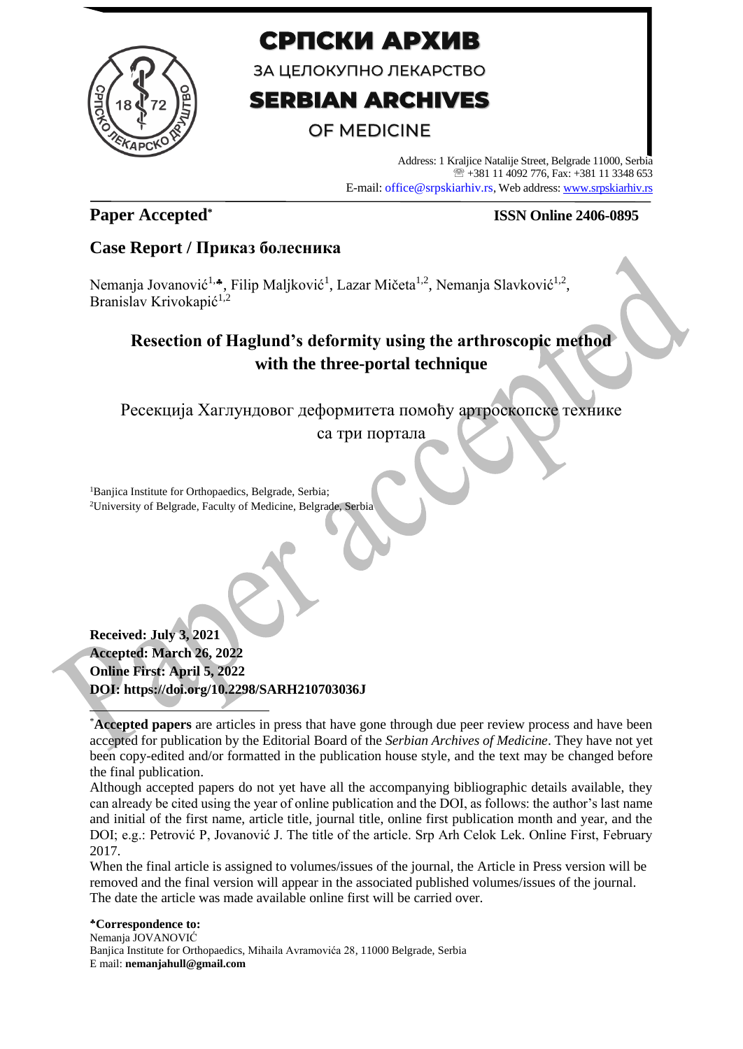# СРПСКИ АРХИВ

ЗА ЦЕЛОКУПНО ЛЕКАРСТВО

# SERBIAN ARCHIVES

OF MEDICINE

Address: 1 Kraljice Natalije Street, Belgrade 11000, Serbia
+381 11 4092 776, Fax: +381 11 3348 653
E-mail: office@srpskiarhiv.rs, Web address: www.srpskiarhiv.rs

**Paper Accepted***

**ISSN Online 2406-0895**

## Case Report / Приказ болесника

Nemanja Jovanović[1,♣], Filip Maljković[1], Lazar Mičeta[1,2], Nemanja Slavković[1,2], Branislav Krivokapić[1,2]

# Resection of Haglund's deformity using the arthroscopic method with the three-portal technique

Ресекција Хаглундовог деформитета помоћу артроскопске технике са три портала

[1]Banjica Institute for Orthopaedics, Belgrade, Serbia;
[2]University of Belgrade, Faculty of Medicine, Belgrade, Serbia

**Received: July 3, 2021**
**Accepted: March 26, 2022**
**Online First: April 5, 2022**
**DOI: https://doi.org/10.2298/SARH210703036J**

*__Accepted papers__ are articles in press that have gone through due peer review process and have been accepted for publication by the Editorial Board of the *Serbian Archives of Medicine*. They have not yet been copy-edited and/or formatted in the publication house style, and the text may be changed before the final publication.

Although accepted papers do not yet have all the accompanying bibliographic details available, they can already be cited using the year of online publication and the DOI, as follows: the author's last name and initial of the first name, article title, journal title, online first publication month and year, and the DOI; e.g.: Petrović P, Jovanović J. The title of the article. Srp Arh Celok Lek. Online First, February 2017.

When the final article is assigned to volumes/issues of the journal, the Article in Press version will be removed and the final version will appear in the associated published volumes/issues of the journal. The date the article was made available online first will be carried over.

**♣Correspondence to:**
Nemanja JOVANOVIĆ
Banjica Institute for Orthopaedics, Mihaila Avramovića 28, 11000 Belgrade, Serbia
E mail: **nemanjahull@gmail.com**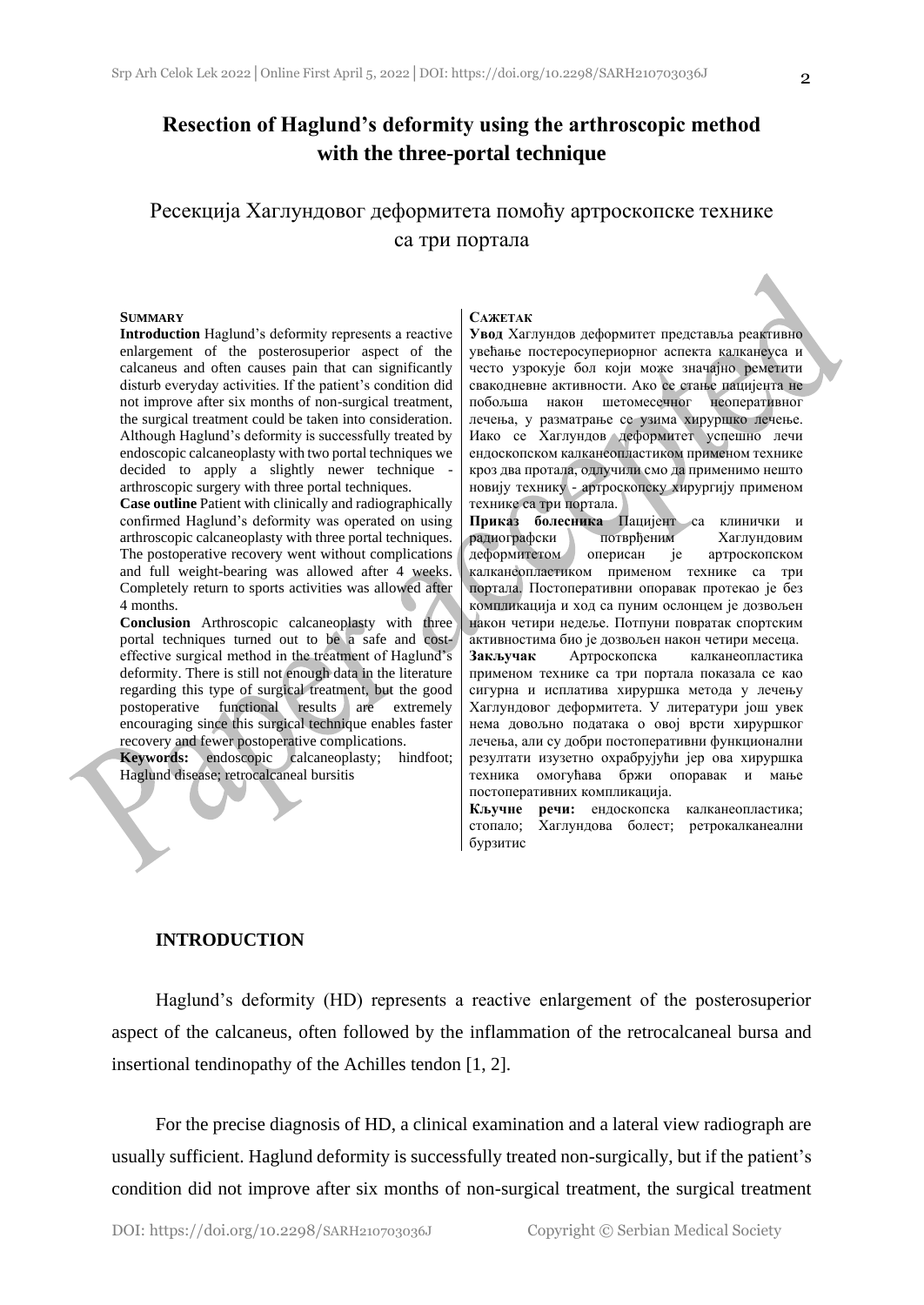# Resection of Haglund's deformity using the arthroscopic method with the three-portal technique

## Ресекција Хаглундовог деформитета помоћу артроскопске технике са три портала

**SUMMARY**

**Introduction** Haglund's deformity represents a reactive enlargement of the posterosuperior aspect of the calcaneus and often causes pain that can significantly disturb everyday activities. If the patient's condition did not improve after six months of non-surgical treatment, the surgical treatment could be taken into consideration. Although Haglund's deformity is successfully treated by endoscopic calcaneoplasty with two portal techniques we decided to apply a slightly newer technique - arthroscopic surgery with three portal techniques.

**Case outline** Patient with clinically and radiographically confirmed Haglund's deformity was operated on using arthroscopic calcaneoplasty with three portal techniques. The postoperative recovery went without complications and full weight-bearing was allowed after 4 weeks. Completely return to sports activities was allowed after 4 months.

**Conclusion** Arthroscopic calcaneoplasty with three portal techniques turned out to be a safe and cost-effective surgical method in the treatment of Haglund's deformity. There is still not enough data in the literature regarding this type of surgical treatment, but the good postoperative functional results are extremely encouraging since this surgical technique enables faster recovery and fewer postoperative complications.

**Keywords:** endoscopic calcaneoplasty; hindfoot; Haglund disease; retrocalcaneal bursitis

**САЖЕТАК**

**Увод** Хаглундов деформитет представља реактивно увећање постеросуперiорног аспекта калканеуса и често узрокује бол који може значајно реметити свакодневне активности. Ако се стање пацијента не побољша након шестомесечног неоперативног лечења, у разматрање се узима хируршко лечење. Иако се Хаглундов деформитет успешно лечи ендоскопском калканеопластиком применом технике кроз два протала, одлучили смо да применимо нешто новију технику - артроскопску хирургију применом технике са три портала.

**Приказ болесника** Пацијент са клинички и радиографски потврђеним Хаглундовим деформитетом оперисан је артроскопском калканеопластиком применом технике са три портала. Постоперативни опоравак протекао је без компликација и ход са пуним ослонцем је дозвољен након четири недеље. Потпуни повратак спортским активностима био је дозвољен након четири месеца.

**Закључак** Артроскопска калканеопластика применом технике са три портала показала се као сигурна и исплатива хируршка метода у лечењу Хаглундовог деформитета. У литератури још увек нема довољно података о овој врсти хируршког лечења, али су добри постоперативни функционални резултати изузетно охрабрујући јер ова хируршка техника омогућава бржи опоравак и мање постоперативних компликација.

**Кључне речи:** ендоскопска калканеопластика; стопало; Хаглундова болест; ретрокалканеални бурзитис

## INTRODUCTION

Haglund's deformity (HD) represents a reactive enlargement of the posterosuperior aspect of the calcaneus, often followed by the inflammation of the retrocalcaneal bursa and insertional tendinopathy of the Achilles tendon [1, 2].

For the precise diagnosis of HD, a clinical examination and a lateral view radiograph are usually sufficient. Haglund deformity is successfully treated non-surgically, but if the patient's condition did not improve after six months of non-surgical treatment, the surgical treatment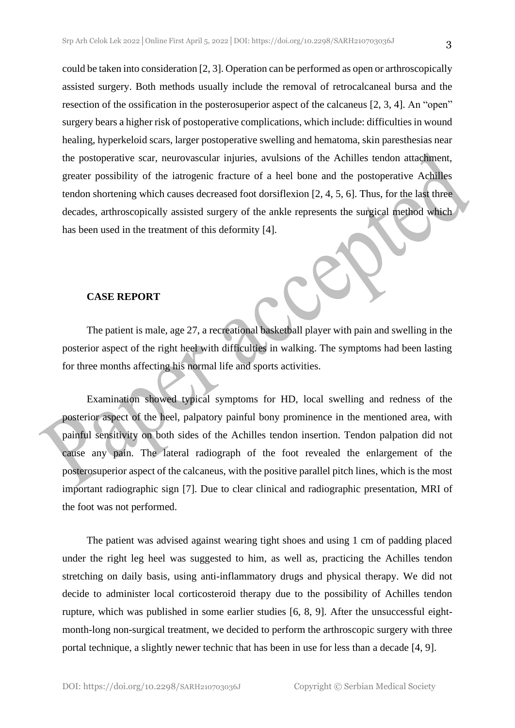could be taken into consideration [2, 3]. Operation can be performed as open or arthroscopically assisted surgery. Both methods usually include the removal of retrocalcaneal bursa and the resection of the ossification in the posterosuperior aspect of the calcaneus [2, 3, 4]. An "open" surgery bears a higher risk of postoperative complications, which include: difficulties in wound healing, hyperkeloid scars, larger postoperative swelling and hematoma, skin paresthesias near the postoperative scar, neurovascular injuries, avulsions of the Achilles tendon attachment, greater possibility of the iatrogenic fracture of a heel bone and the postoperative Achilles tendon shortening which causes decreased foot dorsiflexion [2, 4, 5, 6]. Thus, for the last three decades, arthroscopically assisted surgery of the ankle represents the surgical method which has been used in the treatment of this deformity [4].

## CASE REPORT

The patient is male, age 27, a recreational basketball player with pain and swelling in the posterior aspect of the right heel with difficulties in walking. The symptoms had been lasting for three months affecting his normal life and sports activities.

Examination showed typical symptoms for HD, local swelling and redness of the posterior aspect of the heel, palpatory painful bony prominence in the mentioned area, with painful sensitivity on both sides of the Achilles tendon insertion. Tendon palpation did not cause any pain. The lateral radiograph of the foot revealed the enlargement of the posterosuperior aspect of the calcaneus, with the positive parallel pitch lines, which is the most important radiographic sign [7]. Due to clear clinical and radiographic presentation, MRI of the foot was not performed.

The patient was advised against wearing tight shoes and using 1 cm of padding placed under the right leg heel was suggested to him, as well as, practicing the Achilles tendon stretching on daily basis, using anti-inflammatory drugs and physical therapy. We did not decide to administer local corticosteroid therapy due to the possibility of Achilles tendon rupture, which was published in some earlier studies [6, 8, 9]. After the unsuccessful eight-month-long non-surgical treatment, we decided to perform the arthroscopic surgery with three portal technique, a slightly newer technic that has been in use for less than a decade [4, 9].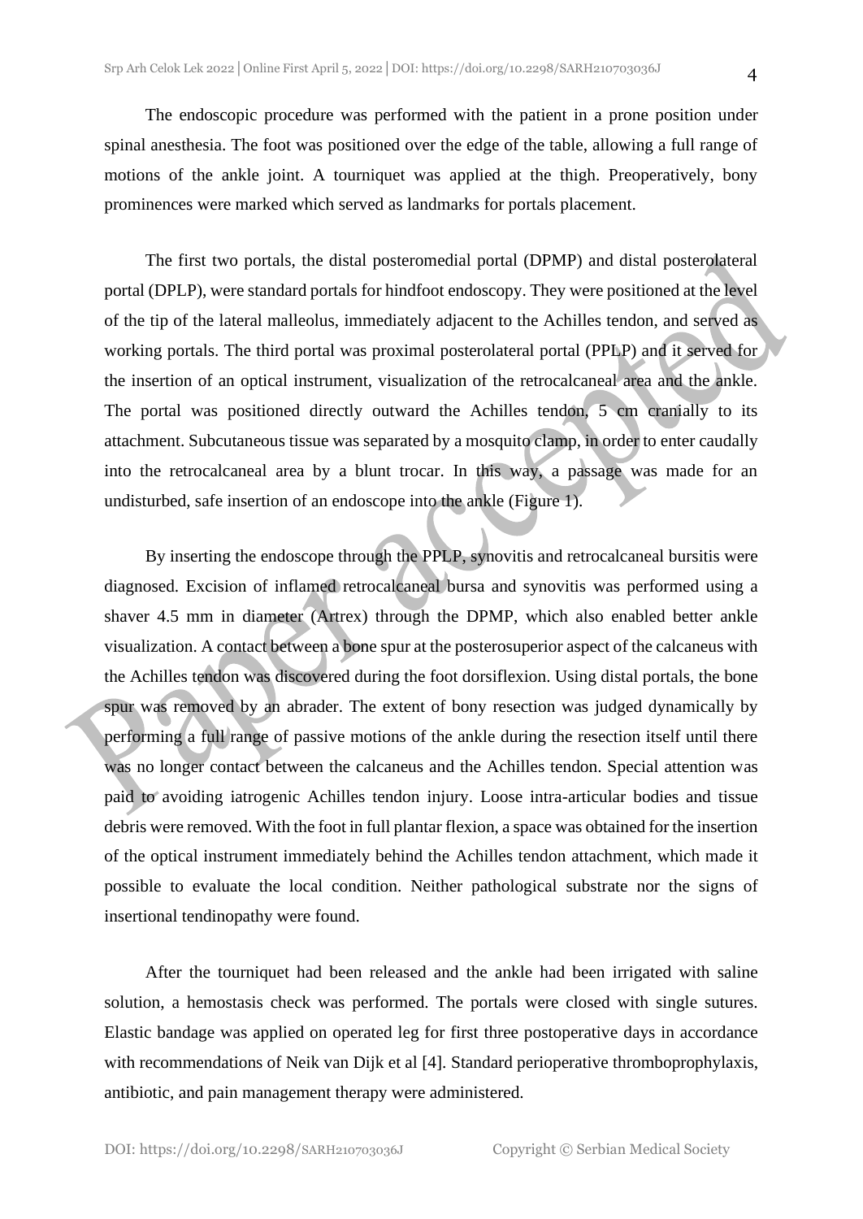The endoscopic procedure was performed with the patient in a prone position under spinal anesthesia. The foot was positioned over the edge of the table, allowing a full range of motions of the ankle joint. A tourniquet was applied at the thigh. Preoperatively, bony prominences were marked which served as landmarks for portals placement.

The first two portals, the distal posteromedial portal (DPMP) and distal posterolateral portal (DPLP), were standard portals for hindfoot endoscopy. They were positioned at the level of the tip of the lateral malleolus, immediately adjacent to the Achilles tendon, and served as working portals. The third portal was proximal posterolateral portal (PPLP) and it served for the insertion of an optical instrument, visualization of the retrocalcaneal area and the ankle. The portal was positioned directly outward the Achilles tendon, 5 cm cranially to its attachment. Subcutaneous tissue was separated by a mosquito clamp, in order to enter caudally into the retrocalcaneal area by a blunt trocar. In this way, a passage was made for an undisturbed, safe insertion of an endoscope into the ankle (Figure 1).

By inserting the endoscope through the PPLP, synovitis and retrocalcaneal bursitis were diagnosed. Excision of inflamed retrocalcaneal bursa and synovitis was performed using a shaver 4.5 mm in diameter (Artrex) through the DPMP, which also enabled better ankle visualization. A contact between a bone spur at the posterosuperior aspect of the calcaneus with the Achilles tendon was discovered during the foot dorsiflexion. Using distal portals, the bone spur was removed by an abrader. The extent of bony resection was judged dynamically by performing a full range of passive motions of the ankle during the resection itself until there was no longer contact between the calcaneus and the Achilles tendon. Special attention was paid to avoiding iatrogenic Achilles tendon injury. Loose intra-articular bodies and tissue debris were removed. With the foot in full plantar flexion, a space was obtained for the insertion of the optical instrument immediately behind the Achilles tendon attachment, which made it possible to evaluate the local condition. Neither pathological substrate nor the signs of insertional tendinopathy were found.

After the tourniquet had been released and the ankle had been irrigated with saline solution, a hemostasis check was performed. The portals were closed with single sutures. Elastic bandage was applied on operated leg for first three postoperative days in accordance with recommendations of Neik van Dijk et al [4]. Standard perioperative thromboprophylaxis, antibiotic, and pain management therapy were administered.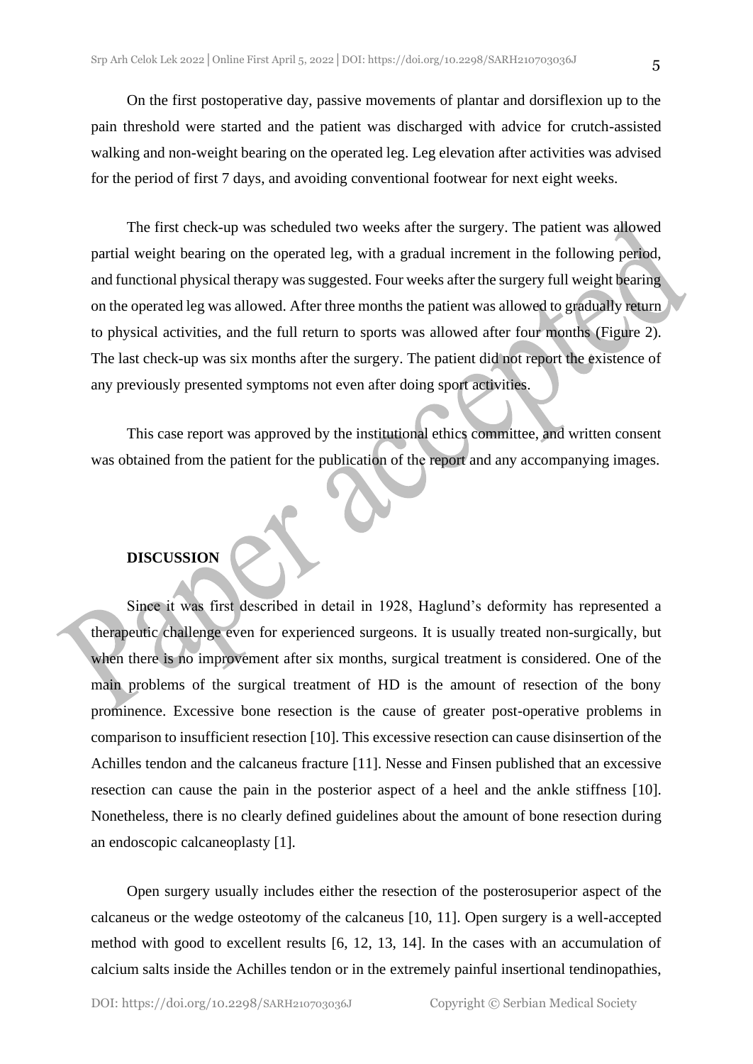On the first postoperative day, passive movements of plantar and dorsiflexion up to the pain threshold were started and the patient was discharged with advice for crutch-assisted walking and non-weight bearing on the operated leg. Leg elevation after activities was advised for the period of first 7 days, and avoiding conventional footwear for next eight weeks.

The first check-up was scheduled two weeks after the surgery. The patient was allowed partial weight bearing on the operated leg, with a gradual increment in the following period, and functional physical therapy was suggested. Four weeks after the surgery full weight bearing on the operated leg was allowed. After three months the patient was allowed to gradually return to physical activities, and the full return to sports was allowed after four months (Figure 2). The last check-up was six months after the surgery. The patient did not report the existence of any previously presented symptoms not even after doing sport activities.

This case report was approved by the institutional ethics committee, and written consent was obtained from the patient for the publication of the report and any accompanying images.

## DISCUSSION

Since it was first described in detail in 1928, Haglund's deformity has represented a therapeutic challenge even for experienced surgeons. It is usually treated non-surgically, but when there is no improvement after six months, surgical treatment is considered. One of the main problems of the surgical treatment of HD is the amount of resection of the bony prominence. Excessive bone resection is the cause of greater post-operative problems in comparison to insufficient resection [10]. This excessive resection can cause disinsertion of the Achilles tendon and the calcaneus fracture [11]. Nesse and Finsen published that an excessive resection can cause the pain in the posterior aspect of a heel and the ankle stiffness [10]. Nonetheless, there is no clearly defined guidelines about the amount of bone resection during an endoscopic calcaneoplasty [1].

Open surgery usually includes either the resection of the posterosuperior aspect of the calcaneus or the wedge osteotomy of the calcaneus [10, 11]. Open surgery is a well-accepted method with good to excellent results [6, 12, 13, 14]. In the cases with an accumulation of calcium salts inside the Achilles tendon or in the extremely painful insertional tendinopathies,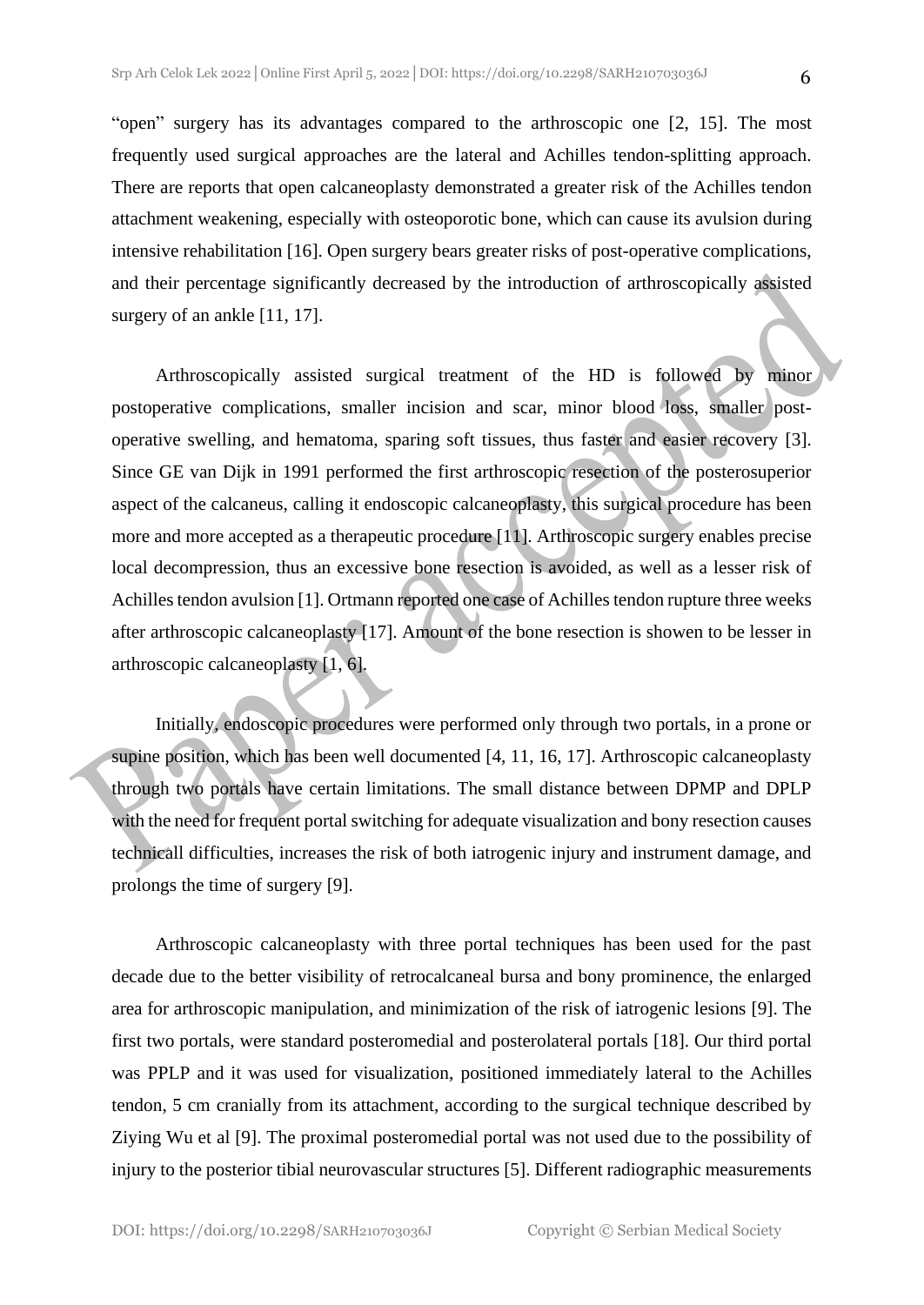"open" surgery has its advantages compared to the arthroscopic one [2, 15]. The most frequently used surgical approaches are the lateral and Achilles tendon-splitting approach. There are reports that open calcaneoplasty demonstrated a greater risk of the Achilles tendon attachment weakening, especially with osteoporotic bone, which can cause its avulsion during intensive rehabilitation [16]. Open surgery bears greater risks of post-operative complications, and their percentage significantly decreased by the introduction of arthroscopically assisted surgery of an ankle [11, 17].

Arthroscopically assisted surgical treatment of the HD is followed by minor postoperative complications, smaller incision and scar, minor blood loss, smaller post-operative swelling, and hematoma, sparing soft tissues, thus faster and easier recovery [3]. Since GE van Dijk in 1991 performed the first arthroscopic resection of the posterosuperior aspect of the calcaneus, calling it endoscopic calcaneoplasty, this surgical procedure has been more and more accepted as a therapeutic procedure [11]. Arthroscopic surgery enables precise local decompression, thus an excessive bone resection is avoided, as well as a lesser risk of Achilles tendon avulsion [1]. Ortmann reported one case of Achilles tendon rupture three weeks after arthroscopic calcaneoplasty [17]. Amount of the bone resection is showen to be lesser in arthroscopic calcaneoplasty [1, 6].

Initially, endoscopic procedures were performed only through two portals, in a prone or supine position, which has been well documented [4, 11, 16, 17]. Arthroscopic calcaneoplasty through two portals have certain limitations. The small distance between DPMP and DPLP with the need for frequent portal switching for adequate visualization and bony resection causes technicall difficulties, increases the risk of both iatrogenic injury and instrument damage, and prolongs the time of surgery [9].

Arthroscopic calcaneoplasty with three portal techniques has been used for the past decade due to the better visibility of retrocalcaneal bursa and bony prominence, the enlarged area for arthroscopic manipulation, and minimization of the risk of iatrogenic lesions [9]. The first two portals, were standard posteromedial and posterolateral portals [18]. Our third portal was PPLP and it was used for visualization, positioned immediately lateral to the Achilles tendon, 5 cm cranially from its attachment, according to the surgical technique described by Ziying Wu et al [9]. The proximal posteromedial portal was not used due to the possibility of injury to the posterior tibial neurovascular structures [5]. Different radiographic measurements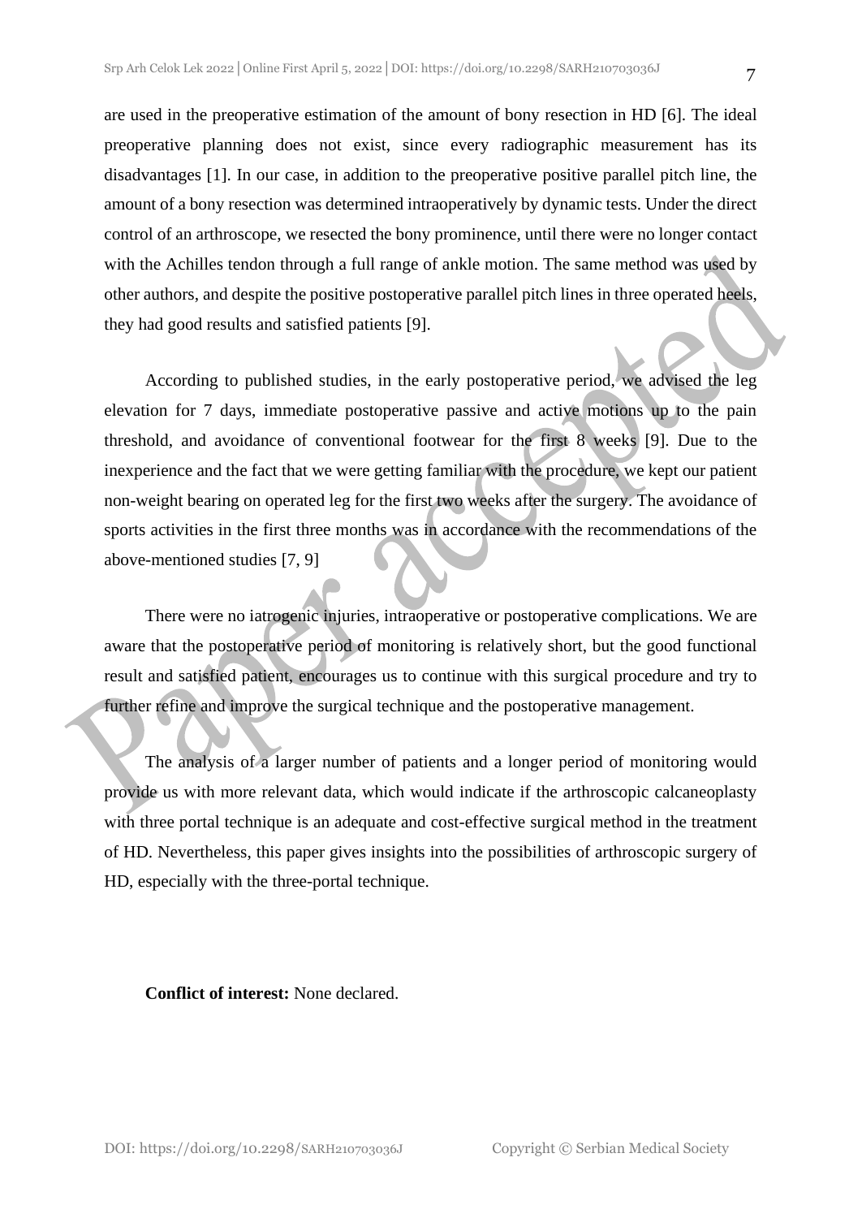are used in the preoperative estimation of the amount of bony resection in HD [6]. The ideal preoperative planning does not exist, since every radiographic measurement has its disadvantages [1]. In our case, in addition to the preoperative positive parallel pitch line, the amount of a bony resection was determined intraoperatively by dynamic tests. Under the direct control of an arthroscope, we resected the bony prominence, until there were no longer contact with the Achilles tendon through a full range of ankle motion. The same method was used by other authors, and despite the positive postoperative parallel pitch lines in three operated heels, they had good results and satisfied patients [9].

According to published studies, in the early postoperative period, we advised the leg elevation for 7 days, immediate postoperative passive and active motions up to the pain threshold, and avoidance of conventional footwear for the first 8 weeks [9]. Due to the inexperience and the fact that we were getting familiar with the procedure, we kept our patient non-weight bearing on operated leg for the first two weeks after the surgery. The avoidance of sports activities in the first three months was in accordance with the recommendations of the above-mentioned studies [7, 9]

There were no iatrogenic injuries, intraoperative or postoperative complications. We are aware that the postoperative period of monitoring is relatively short, but the good functional result and satisfied patient, encourages us to continue with this surgical procedure and try to further refine and improve the surgical technique and the postoperative management.

The analysis of a larger number of patients and a longer period of monitoring would provide us with more relevant data, which would indicate if the arthroscopic calcaneoplasty with three portal technique is an adequate and cost-effective surgical method in the treatment of HD. Nevertheless, this paper gives insights into the possibilities of arthroscopic surgery of HD, especially with the three-portal technique.

**Conflict of interest:** None declared.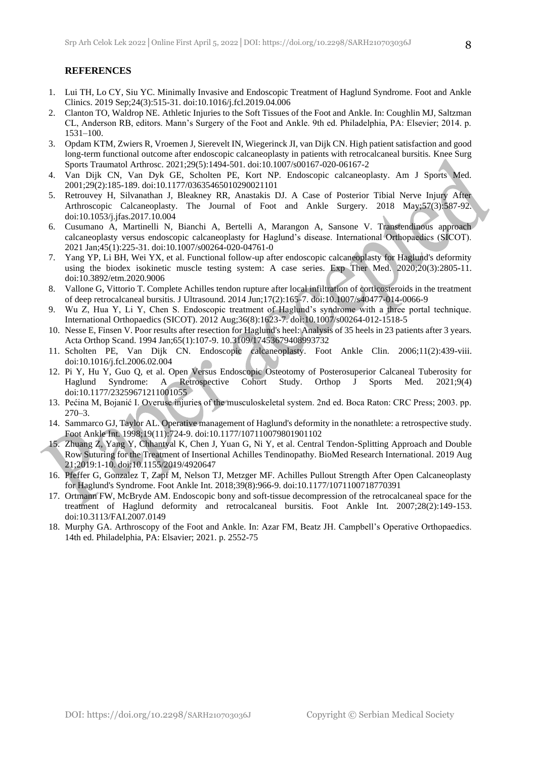## REFERENCES

1. Lui TH, Lo CY, Siu YC. Minimally Invasive and Endoscopic Treatment of Haglund Syndrome. Foot and Ankle Clinics. 2019 Sep;24(3):515-31. doi:10.1016/j.fcl.2019.04.006
2. Clanton TO, Waldrop NE. Athletic Injuries to the Soft Tissues of the Foot and Ankle. In: Coughlin MJ, Saltzman CL, Anderson RB, editors. Mann's Surgery of the Foot and Ankle. 9th ed. Philadelphia, PA: Elsevier; 2014. p. 1531–100.
3. Opdam KTM, Zwiers R, Vroemen J, Sierevelt IN, Wiegerinck JI, van Dijk CN. High patient satisfaction and good long-term functional outcome after endoscopic calcaneoplasty in patients with retrocalcaneal bursitis. Knee Surg Sports Traumatol Arthrosc. 2021;29(5):1494-501. doi:10.1007/s00167-020-06167-2
4. Van Dijk CN, Van Dyk GE, Scholten PE, Kort NP. Endoscopic calcaneoplasty. Am J Sports Med. 2001;29(2):185-189. doi:10.1177/03635465010290021101
5. Retrouvey H, Silvanathan J, Bleakney RR, Anastakis DJ. A Case of Posterior Tibial Nerve Injury After Arthroscopic Calcaneoplasty. The Journal of Foot and Ankle Surgery. 2018 May;57(3):587-92. doi:10.1053/j.jfas.2017.10.004
6. Cusumano A, Martinelli N, Bianchi A, Bertelli A, Marangon A, Sansone V. Transtendinous approach calcaneoplasty versus endoscopic calcaneoplasty for Haglund's disease. International Orthopaedics (SICOT). 2021 Jan;45(1):225-31. doi:10.1007/s00264-020-04761-0
7. Yang YP, Li BH, Wei YX, et al. Functional follow-up after endoscopic calcaneoplasty for Haglund's deformity using the biodex isokinetic muscle testing system: A case series. Exp Ther Med. 2020;20(3):2805-11. doi:10.3892/etm.2020.9006
8. Vallone G, Vittorio T. Complete Achilles tendon rupture after local infiltration of corticosteroids in the treatment of deep retrocalcaneal bursitis. J Ultrasound. 2014 Jun;17(2):165-7. doi:10.1007/s40477-014-0066-9
9. Wu Z, Hua Y, Li Y, Chen S. Endoscopic treatment of Haglund's syndrome with a three portal technique. International Orthopaedics (SICOT). 2012 Aug;36(8):1623-7. doi:10.1007/s00264-012-1518-5
10. Nesse E, Finsen V. Poor results after resection for Haglund's heel: Analysis of 35 heels in 23 patients after 3 years. Acta Orthop Scand. 1994 Jan;65(1):107-9. 10.3109/17453679408993732
11. Scholten PE, Van Dijk CN. Endoscopic calcaneoplasty. Foot Ankle Clin. 2006;11(2):439-viii. doi:10.1016/j.fcl.2006.02.004
12. Pi Y, Hu Y, Guo Q, et al. Open Versus Endoscopic Osteotomy of Posterosuperior Calcaneal Tuberosity for Haglund Syndrome: A Retrospective Cohort Study. Orthop J Sports Med. 2021;9(4) doi:10.1177/23259671211001055
13. Pećina M, Bojanić I. Overuse injuries of the musculoskeletal system. 2nd ed. Boca Raton: CRC Press; 2003. pp. 270–3.
14. Sammarco GJ, Taylor AL. Operative management of Haglund's deformity in the nonathlete: a retrospective study. Foot Ankle Int. 1998;19(11):724-9. doi:10.1177/107110079801901102
15. Zhuang Z, Yang Y, Chhantyal K, Chen J, Yuan G, Ni Y, et al. Central Tendon-Splitting Approach and Double Row Suturing for the Treatment of Insertional Achilles Tendinopathy. BioMed Research International. 2019 Aug 21;2019:1-10. doi:10.1155/2019/4920647
16. Pfeffer G, Gonzalez T, Zapf M, Nelson TJ, Metzger MF. Achilles Pullout Strength After Open Calcaneoplasty for Haglund's Syndrome. Foot Ankle Int. 2018;39(8):966-9. doi:10.1177/1071100718770391
17. Ortmann FW, McBryde AM. Endoscopic bony and soft-tissue decompression of the retrocalcaneal space for the treatment of Haglund deformity and retrocalcaneal bursitis. Foot Ankle Int. 2007;28(2):149-153. doi:10.3113/FAI.2007.0149
18. Murphy GA. Arthroscopy of the Foot and Ankle. In: Azar FM, Beatz JH. Campbell's Operative Orthopaedics. 14th ed. Philadelphia, PA: Elsavier; 2021. p. 2552-75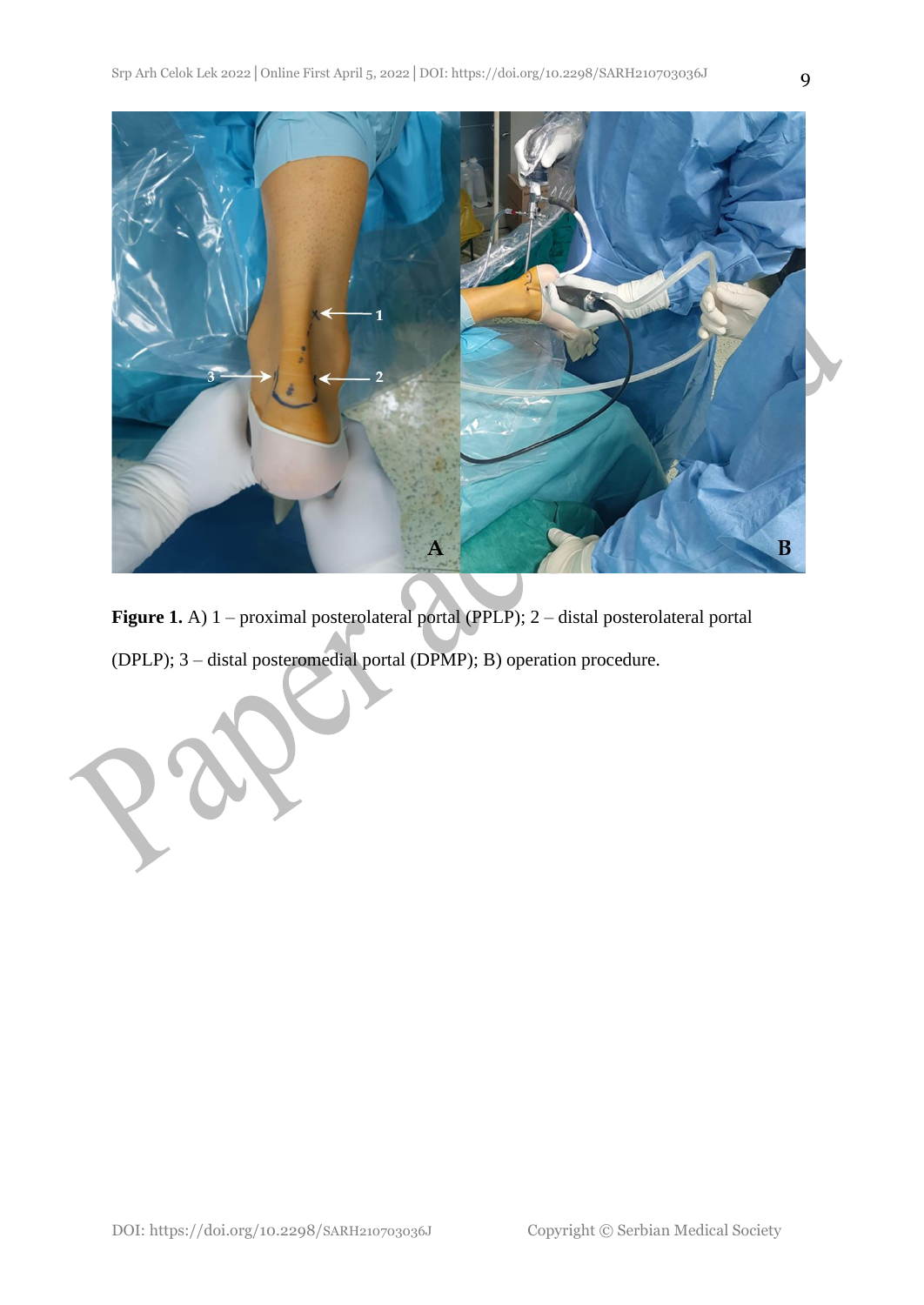**Figure 1.** A) 1 – proximal posterolateral portal (PPLP); 2 – distal posterolateral portal (DPLP); 3 – distal posteromedial portal (DPMP); B) operation procedure.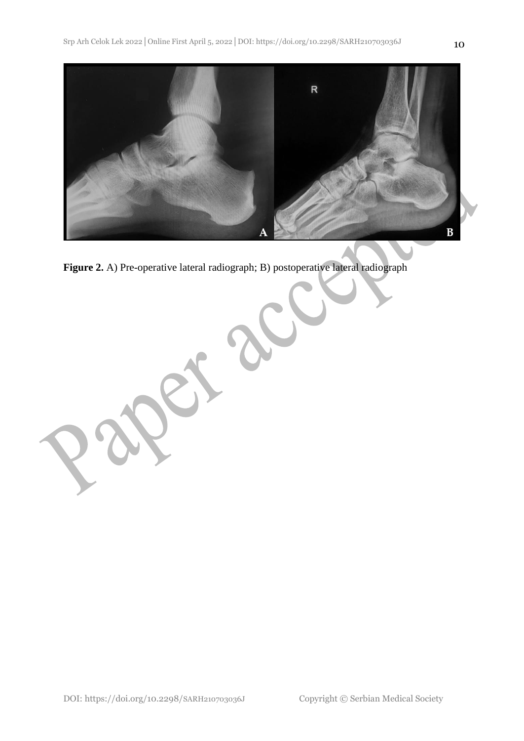**Figure 2.** A) Pre-operative lateral radiograph; B) postoperative lateral radiograph